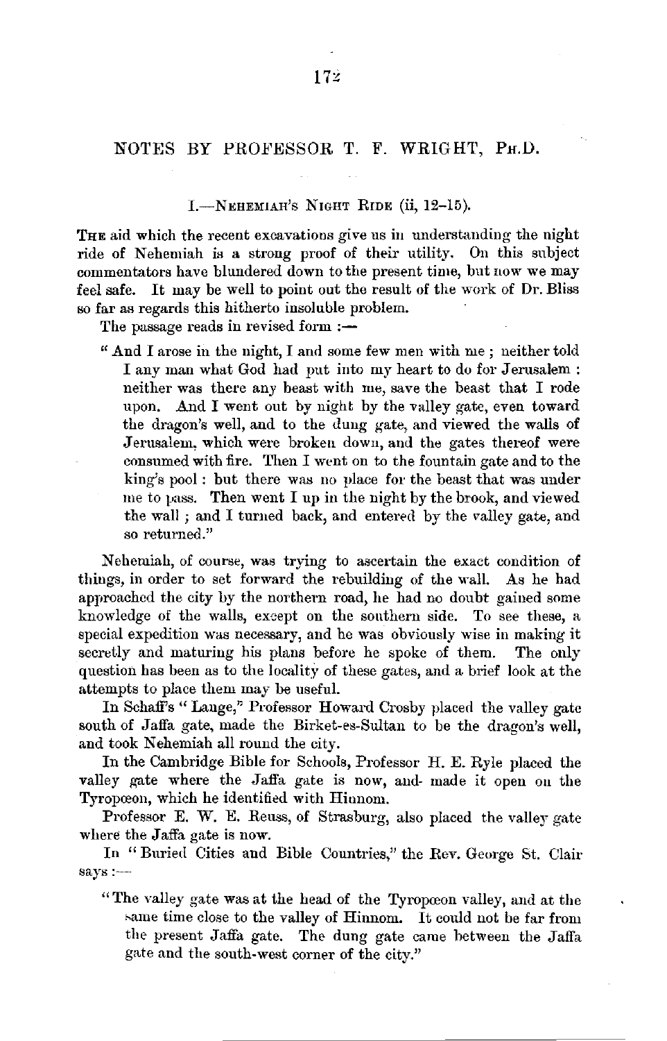## NOTES BY PROFESSOR T. F. WRIGHT, Ph.D.

### I.—Nehemiah's Night Ride (ii, 12–15).

The aid which the recent excavations give us in understanding the night ride of Nehemiah is a strong proof of their utility. On this subject commentators have blundered down to the present time, but now we may feel safe. It may be well to point out the result of the work of Dr. Bliss so far as regards this hitherto insoluble problem.

The passage reads in revised form :—

> "And I arose in the night, I and some few men with me ; neither told I any man what God had put into my heart to do for Jerusalem : neither was there any beast with me, save the beast that I rode upon. And I went out by night by the valley gate, even toward the dragon's well, and to the dung gate, and viewed the walls of Jerusalem, which were broken down, and the gates thereof were consumed with fire. Then I went on to the fountain gate and to the king's pool : but there was no place for the beast that was under me to pass. Then went I up in the night by the brook, and viewed the wall ; and I turned back, and entered by the valley gate, and so returned."

Nehemiah, of course, was trying to ascertain the exact condition of things, in order to set forward the rebuilding of the wall. As he had approached the city by the northern road, he had no doubt gained some knowledge of the walls, except on the southern side. To see these, a special expedition was necessary, and he was obviously wise in making it secretly and maturing his plans before he spoke of them. The only question has been as to the locality of these gates, and a brief look at the attempts to place them may be useful.

In Schaff's "Lange," Professor Howard Crosby placed the valley gate south of Jaffa gate, made the Birket-es-Sultan to be the dragon's well, and took Nehemiah all round the city.

In the Cambridge Bible for Schools, Professor H. E. Ryle placed the valley gate where the Jaffa gate is now, and made it open on the Tyropœon, which he identified with Hinnom.

Professor E. W. E. Reuss, of Strasburg, also placed the valley gate where the Jaffa gate is now.

In "Buried Cities and Bible Countries," the Rev. George St. Clair says :—

> "The valley gate was at the head of the Tyropœon valley, and at the same time close to the valley of Hinnom. It could not be far from the present Jaffa gate. The dung gate came between the Jaffa gate and the south-west corner of the city."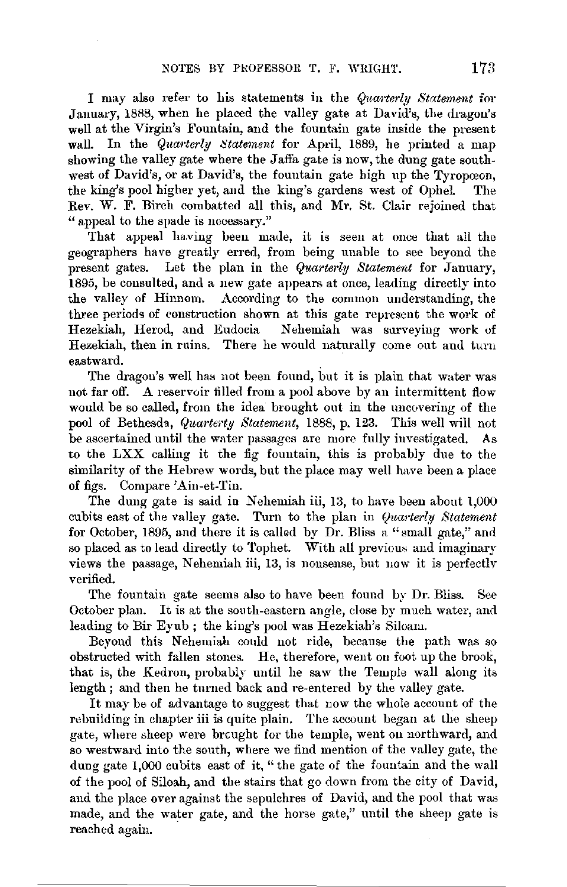I may also refer to his statements in the *Quarterly Statement* for January, 1888, when he placed the valley gate at David's, the dragon's well at the Virgin's Fountain, and the fountain gate inside the present wall. In the *Quarterly Statement* for April, 1889, he printed a map showing the valley gate where the Jaffa gate is now, the dung gate south-west of David's, or at David's, the fountain gate high up the Tyropœon, the king's pool higher yet, and the king's gardens west of Ophel. The Rev. W. F. Birch combatted all this, and Mr. St. Clair rejoined that "appeal to the spade is necessary."

That appeal having been made, it is seen at once that all the geographers have greatly erred, from being unable to see beyond the present gates. Let the plan in the *Quarterly Statement* for January, 1895, be consulted, and a new gate appears at once, leading directly into the valley of Hinnom. According to the common understanding, the three periods of construction shown at this gate represent the work of Hezekiah, Herod, and Eudocia Nehemiah was surveying work of Hezekiah, then in ruins. There he would naturally come out and turn eastward.

The dragon's well has not been found, but it is plain that water was not far off. A reservoir filled from a pool above by an intermittent flow would be so called, from the idea brought out in the uncovering of the pool of Bethesda, *Quarterly Statement*, 1888, p. 123. This well will not be ascertained until the water passages are more fully investigated. As to the LXX calling it the fig fountain, this is probably due to the similarity of the Hebrew words, but the place may well have been a place of figs. Compare 'Ain-et-Tin.

The dung gate is said in Nehemiah iii, 13, to have been about 1,000 cubits east of the valley gate. Turn to the plan in *Quarterly Statement* for October, 1895, and there it is called by Dr. Bliss a "small gate," and so placed as to lead directly to Tophet. With all previous and imaginary views the passage, Nehemiah iii, 13, is nonsense, but now it is perfectly verified.

The fountain gate seems also to have been found by Dr. Bliss. See October plan. It is at the south-eastern angle, close by much water, and leading to Bir Eyub; the king's pool was Hezekiah's Siloam.

Beyond this Nehemiah could not ride, because the path was so obstructed with fallen stones. He, therefore, went on foot up the brook, that is, the Kedron, probably until he saw the Temple wall along its length; and then he turned back and re-entered by the valley gate.

It may be of advantage to suggest that now the whole account of the rebuilding in chapter iii is quite plain. The account began at the sheep gate, where sheep were brought for the temple, went on northward, and so westward into the south, where we find mention of the valley gate, the dung gate 1,000 cubits east of it, "the gate of the fountain and the wall of the pool of Siloah, and the stairs that go down from the city of David, and the place over against the sepulchres of David, and the pool that was made, and the water gate, and the horse gate," until the sheep gate is reached again.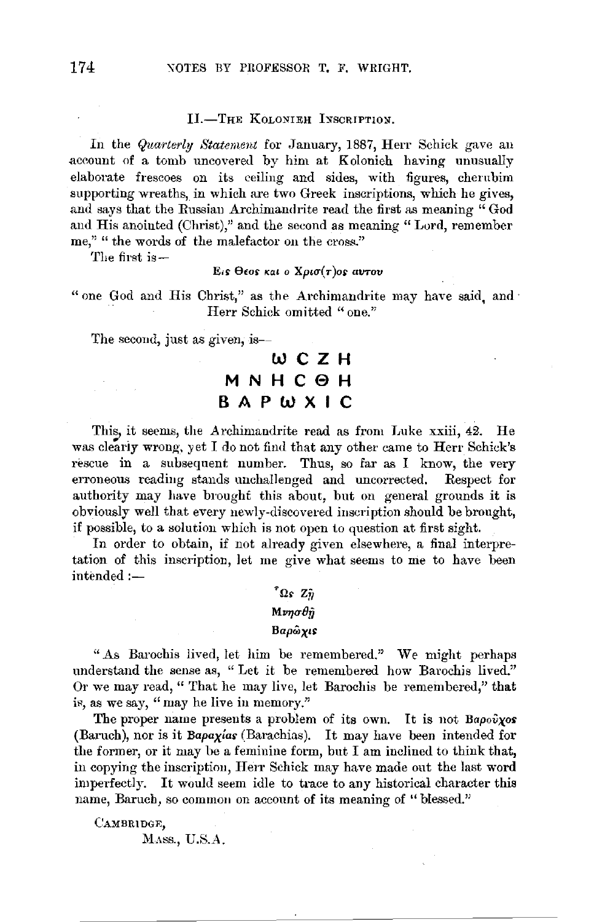## II.—The Kolonieh Inscription.

In the *Quarterly Statement* for January, 1887, Herr Schick gave an account of a tomb uncovered by him at Kolonieh having unusually elaborate frescoes on its ceiling and sides, with figures, cherubim supporting wreaths, in which are two Greek inscriptions, which he gives, and says that the Russian Archimandrite read the first as meaning "God and His anointed (Christ)," and the second as meaning "Lord, remember me," "the words of the malefactor on the cross."

The first is—

Εἱς Θεος και ο Χρισ(τ)ος αυτου

"one God and His Christ," as the Archimandrite may have said, and Herr Schick omitted "one."

The second, just as given, is—

ωCZH
MNHCΘH
BAPωXIC

This, it seems, the Archimandrite read as from Luke xxiii, 42. He was clearly wrong, yet I do not find that any other came to Herr Schick's rescue in a subsequent number. Thus, so far as I know, the very erroneous reading stands unchallenged and uncorrected. Respect for authority may have brought this about, but on general grounds it is obviously well that every newly-discovered inscription should be brought, if possible, to a solution which is not open to question at first sight.

In order to obtain, if not already given elsewhere, a final interpretation of this inscription, let me give what seems to me to have been intended:—

Ὡς Ζῇ
Μνησθῇ
Βαρῶχις

"As Barochis lived, let him be remembered." We might perhaps understand the sense as, "Let it be remembered how Barochis lived." Or we may read, "That he may live, let Barochis be remembered," that is, as we say, "may he live in memory."

The proper name presents a problem of its own. It is not Βαροῦχος (Baruch), nor is it Βαραχίας (Barachias). It may have been intended for the former, or it may be a feminine form, but I am inclined to think that, in copying the inscription, Herr Schick may have made out the last word imperfectly. It would seem idle to trace to any historical character this name, Baruch, so common on account of its meaning of "blessed."

Cambridge,
Mass., U.S.A.